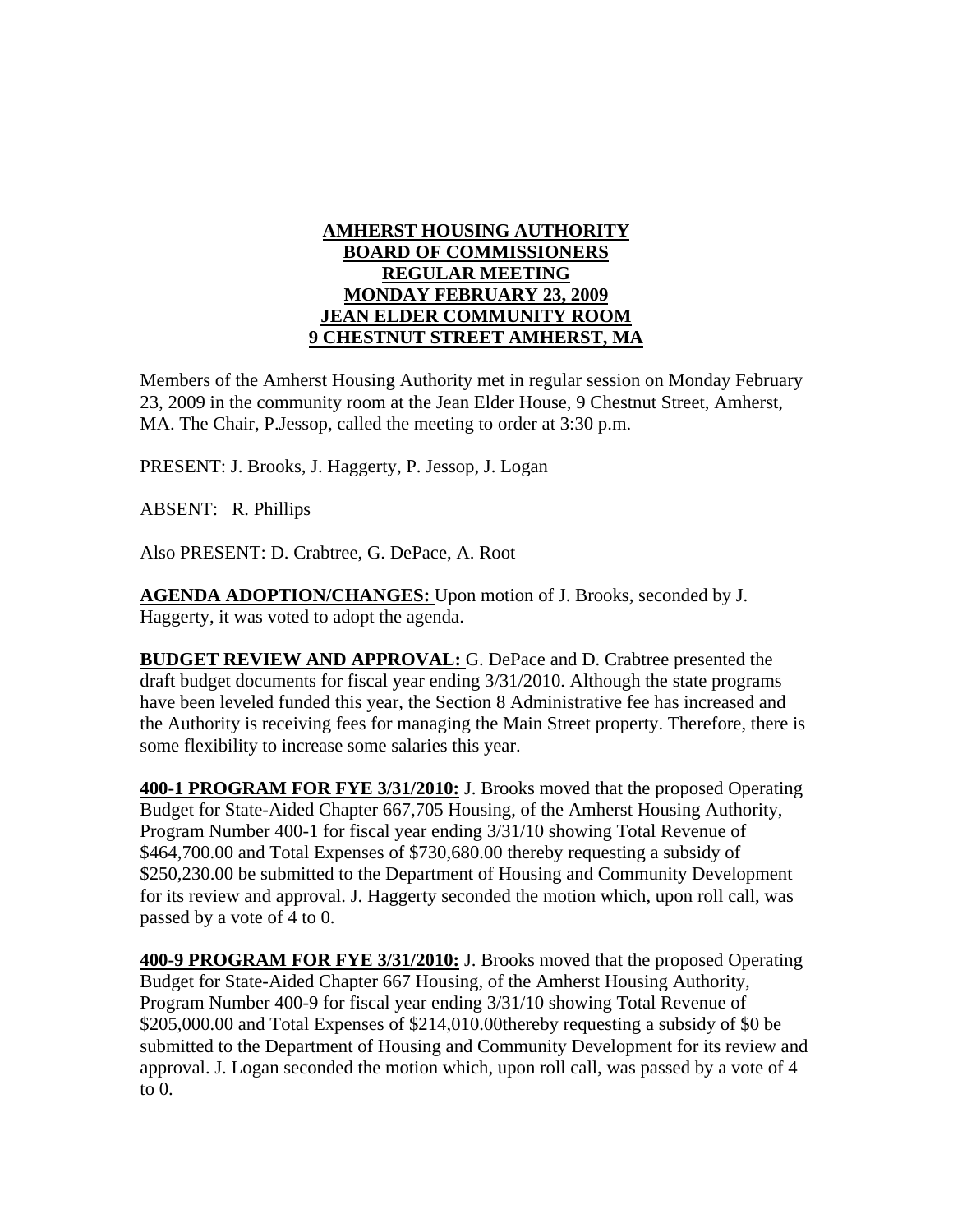**AMHERST HOUSING AUTHORITY**
**BOARD OF COMMISSIONERS**
**REGULAR MEETING**
**MONDAY FEBRUARY 23, 2009**
**JEAN ELDER COMMUNITY ROOM**
**9 CHESTNUT STREET AMHERST, MA**

Members of the Amherst Housing Authority met in regular session on Monday February 23, 2009 in the community room at the Jean Elder House, 9 Chestnut Street, Amherst, MA. The Chair, P.Jessop, called the meeting to order at 3:30 p.m.

PRESENT: J. Brooks, J. Haggerty, P. Jessop, J. Logan

ABSENT: R. Phillips

Also PRESENT: D. Crabtree, G. DePace, A. Root

**AGENDA ADOPTION/CHANGES:** Upon motion of J. Brooks, seconded by J. Haggerty, it was voted to adopt the agenda.

**BUDGET REVIEW AND APPROVAL:** G. DePace and D. Crabtree presented the draft budget documents for fiscal year ending 3/31/2010. Although the state programs have been leveled funded this year, the Section 8 Administrative fee has increased and the Authority is receiving fees for managing the Main Street property. Therefore, there is some flexibility to increase some salaries this year.

**400-1 PROGRAM FOR FYE 3/31/2010:** J. Brooks moved that the proposed Operating Budget for State-Aided Chapter 667,705 Housing, of the Amherst Housing Authority, Program Number 400-1 for fiscal year ending 3/31/10 showing Total Revenue of $464,700.00 and Total Expenses of $730,680.00 thereby requesting a subsidy of $250,230.00 be submitted to the Department of Housing and Community Development for its review and approval. J. Haggerty seconded the motion which, upon roll call, was passed by a vote of 4 to 0.

**400-9 PROGRAM FOR FYE 3/31/2010:** J. Brooks moved that the proposed Operating Budget for State-Aided Chapter 667 Housing, of the Amherst Housing Authority, Program Number 400-9 for fiscal year ending 3/31/10 showing Total Revenue of $205,000.00 and Total Expenses of $214,010.00thereby requesting a subsidy of $0 be submitted to the Department of Housing and Community Development for its review and approval. J. Logan seconded the motion which, upon roll call, was passed by a vote of 4 to 0.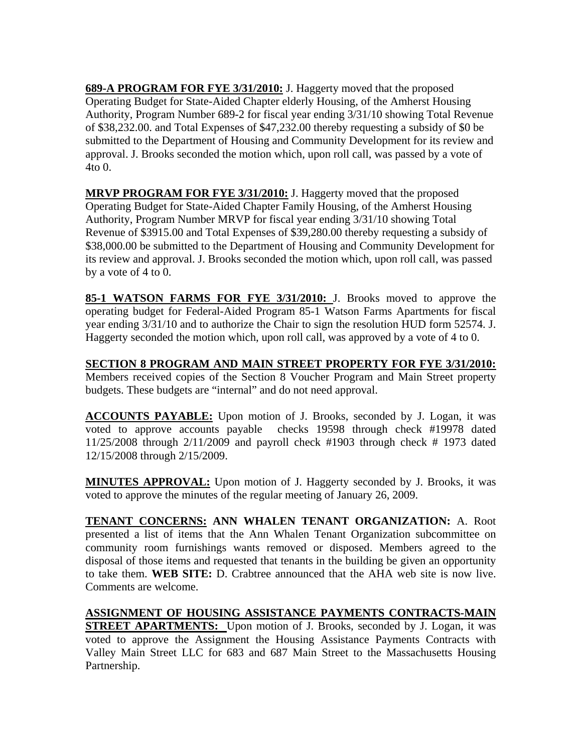**689-A PROGRAM FOR FYE 3/31/2010:** J. Haggerty moved that the proposed Operating Budget for State-Aided Chapter elderly Housing, of the Amherst Housing Authority, Program Number 689-2 for fiscal year ending 3/31/10 showing Total Revenue of $38,232.00. and Total Expenses of $47,232.00 thereby requesting a subsidy of $0 be submitted to the Department of Housing and Community Development for its review and approval. J. Brooks seconded the motion which, upon roll call, was passed by a vote of 4to 0.

**MRVP PROGRAM FOR FYE 3/31/2010:** J. Haggerty moved that the proposed Operating Budget for State-Aided Chapter Family Housing, of the Amherst Housing Authority, Program Number MRVP for fiscal year ending 3/31/10 showing Total Revenue of $3915.00 and Total Expenses of $39,280.00 thereby requesting a subsidy of $38,000.00 be submitted to the Department of Housing and Community Development for its review and approval. J. Brooks seconded the motion which, upon roll call, was passed by a vote of 4 to 0.

**85-1 WATSON FARMS FOR FYE 3/31/2010:** J. Brooks moved to approve the operating budget for Federal-Aided Program 85-1 Watson Farms Apartments for fiscal year ending 3/31/10 and to authorize the Chair to sign the resolution HUD form 52574. J. Haggerty seconded the motion which, upon roll call, was approved by a vote of 4 to 0.

**SECTION 8 PROGRAM AND MAIN STREET PROPERTY FOR FYE 3/31/2010:** Members received copies of the Section 8 Voucher Program and Main Street property budgets. These budgets are "internal" and do not need approval.

**ACCOUNTS PAYABLE:** Upon motion of J. Brooks, seconded by J. Logan, it was voted to approve accounts payable checks 19598 through check #19978 dated 11/25/2008 through 2/11/2009 and payroll check #1903 through check # 1973 dated 12/15/2008 through 2/15/2009.

**MINUTES APPROVAL:** Upon motion of J. Haggerty seconded by J. Brooks, it was voted to approve the minutes of the regular meeting of January 26, 2009.

**TENANT CONCERNS: ANN WHALEN TENANT ORGANIZATION:** A. Root presented a list of items that the Ann Whalen Tenant Organization subcommittee on community room furnishings wants removed or disposed. Members agreed to the disposal of those items and requested that tenants in the building be given an opportunity to take them. **WEB SITE:** D. Crabtree announced that the AHA web site is now live. Comments are welcome.

**ASSIGNMENT OF HOUSING ASSISTANCE PAYMENTS CONTRACTS-MAIN STREET APARTMENTS:** Upon motion of J. Brooks, seconded by J. Logan, it was voted to approve the Assignment the Housing Assistance Payments Contracts with Valley Main Street LLC for 683 and 687 Main Street to the Massachusetts Housing Partnership.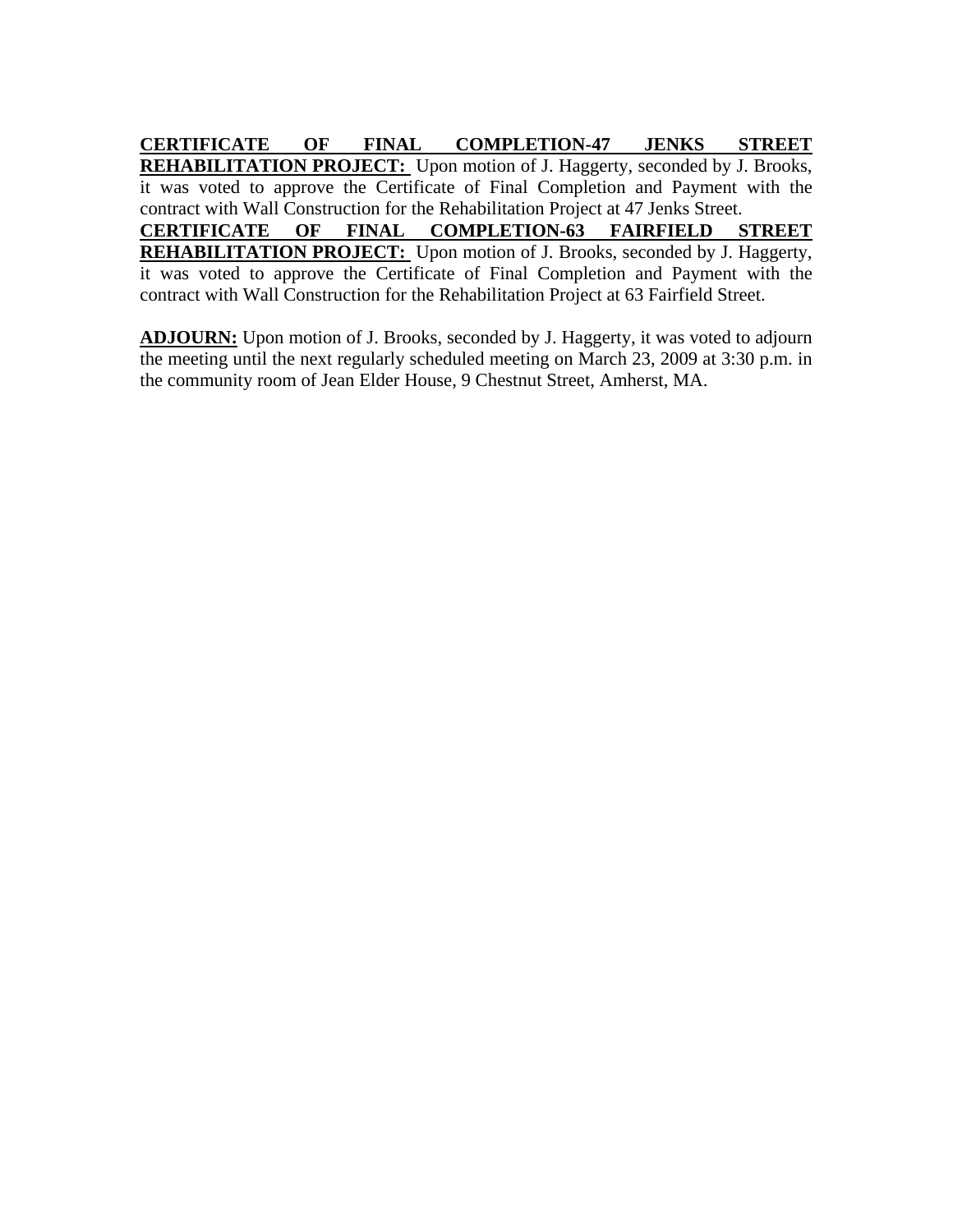**CERTIFICATE OF FINAL COMPLETION-47 JENKS STREET REHABILITATION PROJECT:** Upon motion of J. Haggerty, seconded by J. Brooks, it was voted to approve the Certificate of Final Completion and Payment with the contract with Wall Construction for the Rehabilitation Project at 47 Jenks Street.

**CERTIFICATE OF FINAL COMPLETION-63 FAIRFIELD STREET REHABILITATION PROJECT:** Upon motion of J. Brooks, seconded by J. Haggerty, it was voted to approve the Certificate of Final Completion and Payment with the contract with Wall Construction for the Rehabilitation Project at 63 Fairfield Street.

**ADJOURN:** Upon motion of J. Brooks, seconded by J. Haggerty, it was voted to adjourn the meeting until the next regularly scheduled meeting on March 23, 2009 at 3:30 p.m. in the community room of Jean Elder House, 9 Chestnut Street, Amherst, MA.